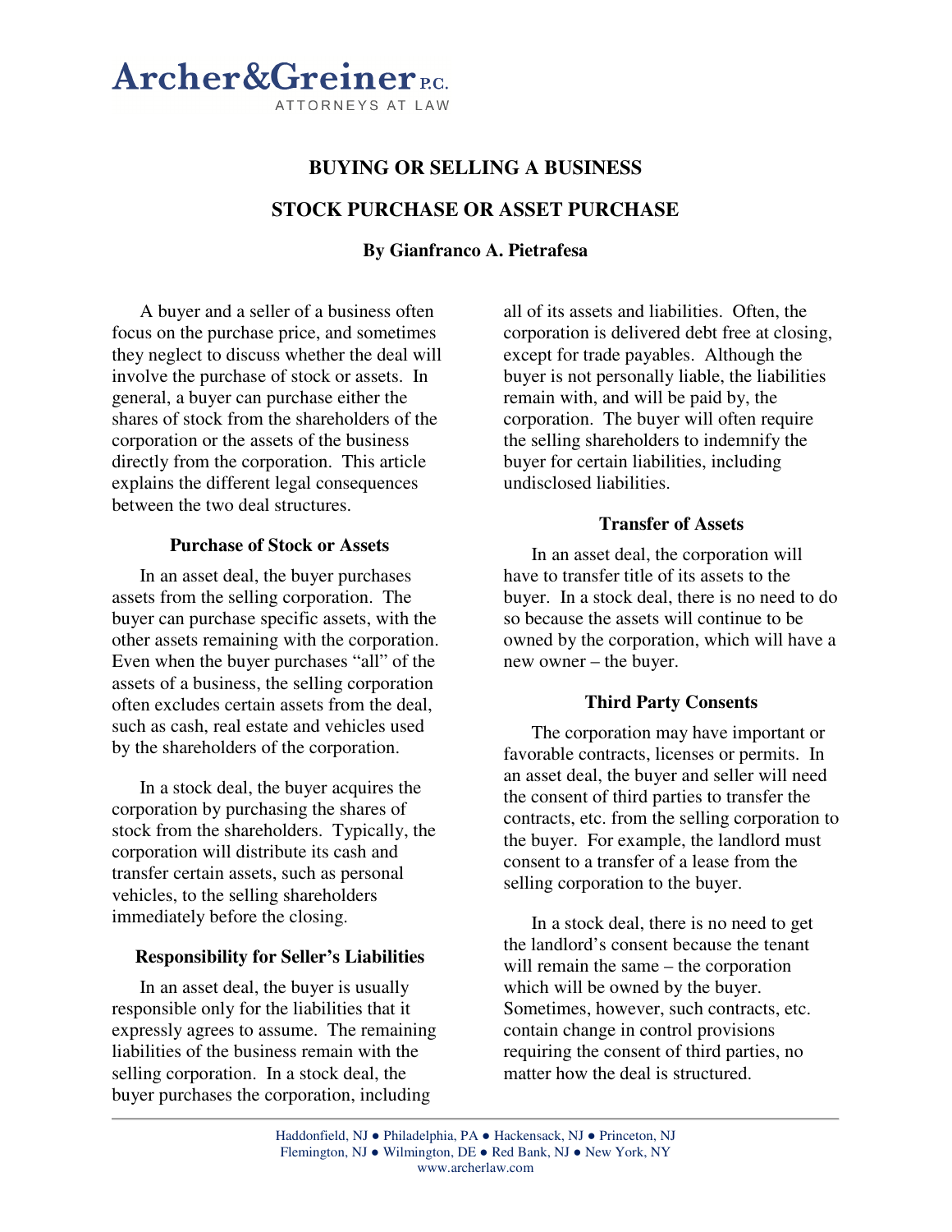**Archer&Greiner** P.C.
ATTORNEYS AT LAW

# BUYING OR SELLING A BUSINESS

## STOCK PURCHASE OR ASSET PURCHASE

**By Gianfranco A. Pietrafesa**

A buyer and a seller of a business often focus on the purchase price, and sometimes they neglect to discuss whether the deal will involve the purchase of stock or assets. In general, a buyer can purchase either the shares of stock from the shareholders of the corporation or the assets of the business directly from the corporation. This article explains the different legal consequences between the two deal structures.

### Purchase of Stock or Assets

In an asset deal, the buyer purchases assets from the selling corporation. The buyer can purchase specific assets, with the other assets remaining with the corporation. Even when the buyer purchases "all" of the assets of a business, the selling corporation often excludes certain assets from the deal, such as cash, real estate and vehicles used by the shareholders of the corporation.

In a stock deal, the buyer acquires the corporation by purchasing the shares of stock from the shareholders. Typically, the corporation will distribute its cash and transfer certain assets, such as personal vehicles, to the selling shareholders immediately before the closing.

### Responsibility for Seller's Liabilities

In an asset deal, the buyer is usually responsible only for the liabilities that it expressly agrees to assume. The remaining liabilities of the business remain with the selling corporation. In a stock deal, the buyer purchases the corporation, including all of its assets and liabilities. Often, the corporation is delivered debt free at closing, except for trade payables. Although the buyer is not personally liable, the liabilities remain with, and will be paid by, the corporation. The buyer will often require the selling shareholders to indemnify the buyer for certain liabilities, including undisclosed liabilities.

### Transfer of Assets

In an asset deal, the corporation will have to transfer title of its assets to the buyer. In a stock deal, there is no need to do so because the assets will continue to be owned by the corporation, which will have a new owner – the buyer.

### Third Party Consents

The corporation may have important or favorable contracts, licenses or permits. In an asset deal, the buyer and seller will need the consent of third parties to transfer the contracts, etc. from the selling corporation to the buyer. For example, the landlord must consent to a transfer of a lease from the selling corporation to the buyer.

In a stock deal, there is no need to get the landlord's consent because the tenant will remain the same – the corporation which will be owned by the buyer. Sometimes, however, such contracts, etc. contain change in control provisions requiring the consent of third parties, no matter how the deal is structured.

Haddonfield, NJ ● Philadelphia, PA ● Hackensack, NJ ● Princeton, NJ
Flemington, NJ ● Wilmington, DE ● Red Bank, NJ ● New York, NY
www.archerlaw.com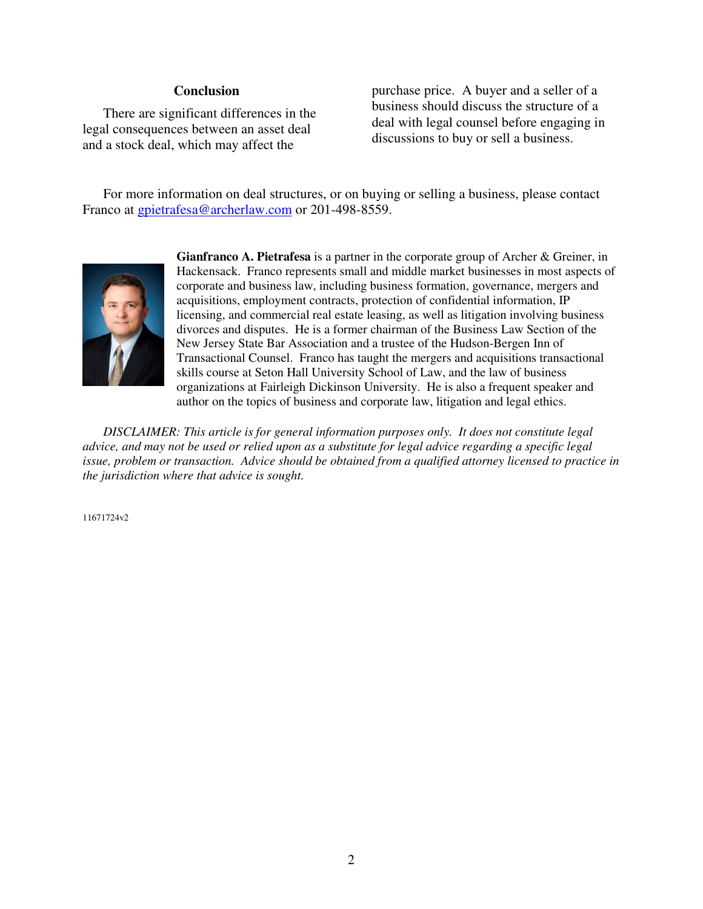## Conclusion

There are significant differences in the legal consequences between an asset deal and a stock deal, which may affect the purchase price. A buyer and a seller of a business should discuss the structure of a deal with legal counsel before engaging in discussions to buy or sell a business.

For more information on deal structures, or on buying or selling a business, please contact Franco at [gpietrafesa@archerlaw.com](mailto:gpietrafesa@archerlaw.com) or 201-498-8559.

**Gianfranco A. Pietrafesa** is a partner in the corporate group of Archer & Greiner, in Hackensack. Franco represents small and middle market businesses in most aspects of corporate and business law, including business formation, governance, mergers and acquisitions, employment contracts, protection of confidential information, IP licensing, and commercial real estate leasing, as well as litigation involving business divorces and disputes. He is a former chairman of the Business Law Section of the New Jersey State Bar Association and a trustee of the Hudson-Bergen Inn of Transactional Counsel. Franco has taught the mergers and acquisitions transactional skills course at Seton Hall University School of Law, and the law of business organizations at Fairleigh Dickinson University. He is also a frequent speaker and author on the topics of business and corporate law, litigation and legal ethics.

*DISCLAIMER: This article is for general information purposes only. It does not constitute legal advice, and may not be used or relied upon as a substitute for legal advice regarding a specific legal issue, problem or transaction. Advice should be obtained from a qualified attorney licensed to practice in the jurisdiction where that advice is sought.*

11671724v2